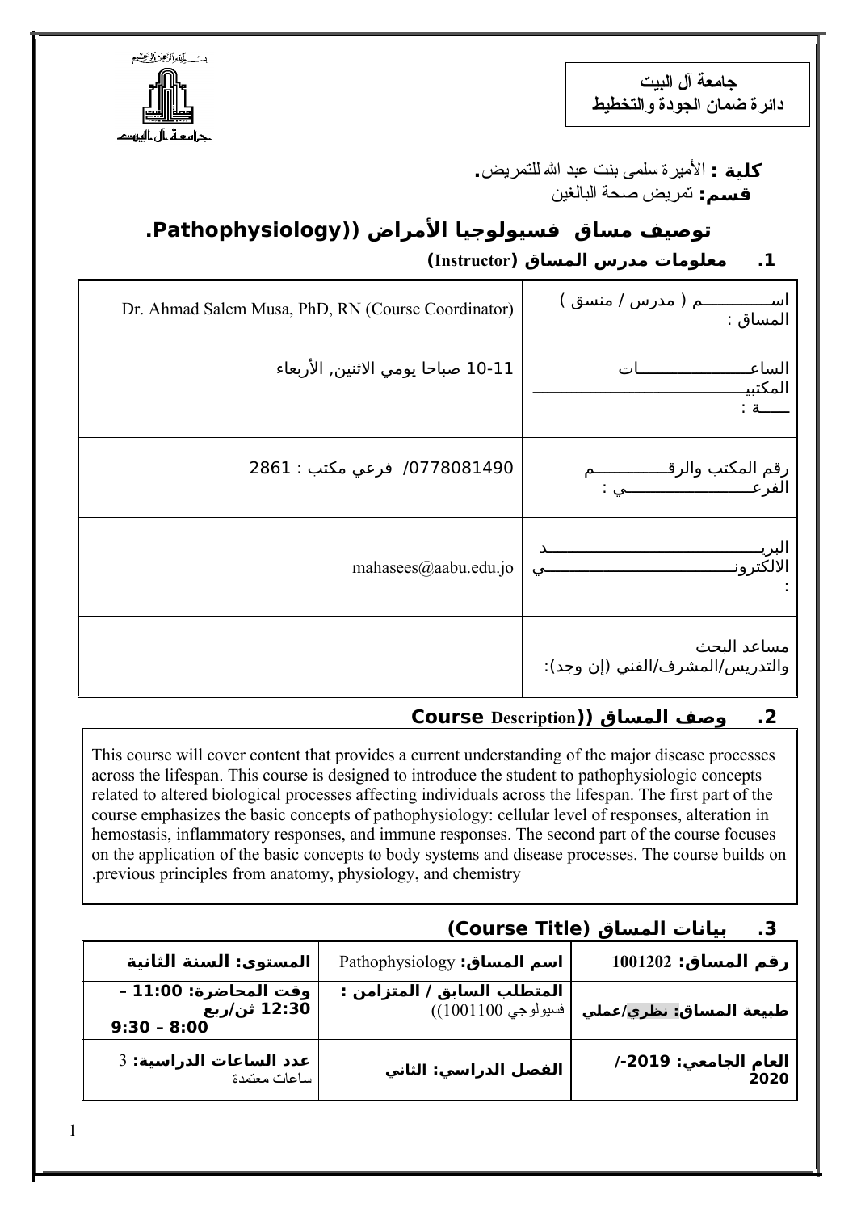جامعة آل البيت
دائرة ضمان الجودة والتخطيط

**كلية :** الأميرة سلمى بنت عبد الله للتمريض.
**قسم:** تمريض صحة البالغين

## توصيف مساق فسيولوجيا الأمراض ((Pathophysiology).

### 1. معلومات مدرس المساق (Instructor)

| | |
|---|---|
| اســـــــــــم ( مدرس / منسق ) المساق : | Dr. Ahmad Salem Musa, PhD, RN (Course Coordinator) |
| الساعـــــــــــــــــات المكتبيـــــــــــــــــــــــــــة : | 10-11 صباحا يومي الاثنين, الأربعاء |
| رقم المكتب والرقـــــــــــم الفرعـــــــــــــــي : | 0778081490/ فرعي مكتب : 2861 |
| البريــــــــــــــــــــــــد الالكترونــــــــــــــــــــي : | mahasees@aabu.edu.jo |
| مساعد البحث والتدريس/المشرف/الفني (إن وجد): | |

### 2. وصف المساق ((Course Description

This course will cover content that provides a current understanding of the major disease processes across the lifespan. This course is designed to introduce the student to pathophysiologic concepts related to altered biological processes affecting individuals across the lifespan. The first part of the course emphasizes the basic concepts of pathophysiology: cellular level of responses, alteration in hemostasis, inflammatory responses, and immune responses. The second part of the course focuses on the application of the basic concepts to body systems and disease processes. The course builds on previous principles from anatomy, physiology, and chemistry.

### 3. بيانات المساق (Course Title)

| | | |
|---|---|---|
| **رقم المساق:** 1001202 | **اسم المساق:** Pathophysiology | **المستوى: السنة الثانية** |
| **طبيعة المساق:** نظري/عملي | **المتطلب السابق / المتزامن :** فسيولوجي 1001100)) | **وقت المحاضرة: 11:00 – 12:30 ثن/ربع 8:00 – 9:30** |
| **العام الجامعي: 2019-/2020** | **الفصل الدراسي: الثاني** | **عدد الساعات الدراسية:** 3 ساعات معتمدة |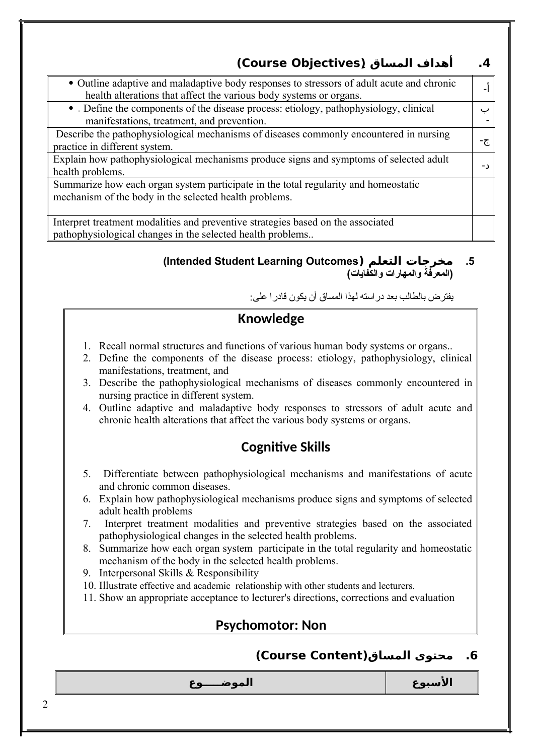## 4. أهداف المساق (Course Objectives)

| | |
|---|---|
| • Outline adaptive and maladaptive body responses to stressors of adult acute and chronic health alterations that affect the various body systems or organs. | أ- |
| • . Define the components of the disease process: etiology, pathophysiology, clinical manifestations, treatment, and prevention. | ب- |
| Describe the pathophysiological mechanisms of diseases commonly encountered in nursing practice in different system. | ج- |
| Explain how pathophysiological mechanisms produce signs and symptoms of selected adult health problems. | د- |
| Summarize how each organ system participate in the total regularity and homeostatic mechanism of the body in the selected health problems. | |
| Interpret treatment modalities and preventive strategies based on the associated pathophysiological changes in the selected health problems.. | |

## 5. مخرجات التعلم (Intended Student Learning Outcomes)
**(المعرفة والمهارات والكفايات)**

يفترض بالطالب بعد دراسته لهذا المساق أن يكون قادرا على:

### Knowledge

1. Recall normal structures and functions of various human body systems or organs..
2. Define the components of the disease process: etiology, pathophysiology, clinical manifestations, treatment, and
3. Describe the pathophysiological mechanisms of diseases commonly encountered in nursing practice in different system.
4. Outline adaptive and maladaptive body responses to stressors of adult acute and chronic health alterations that affect the various body systems or organs.

### Cognitive Skills

5. Differentiate between pathophysiological mechanisms and manifestations of acute and chronic common diseases.
6. Explain how pathophysiological mechanisms produce signs and symptoms of selected adult health problems
7. Interpret treatment modalities and preventive strategies based on the associated pathophysiological changes in the selected health problems.
8. Summarize how each organ system participate in the total regularity and homeostatic mechanism of the body in the selected health problems.
9. Interpersonal Skills & Responsibility
10. Illustrate effective and academic relationship with other students and lecturers.
11. Show an appropriate acceptance to lecturer's directions, corrections and evaluation

### Psychomotor: Non

## 6. محتوى المساق(Course Content)

| الموضـــــوع | الأسبوع |
|---|---|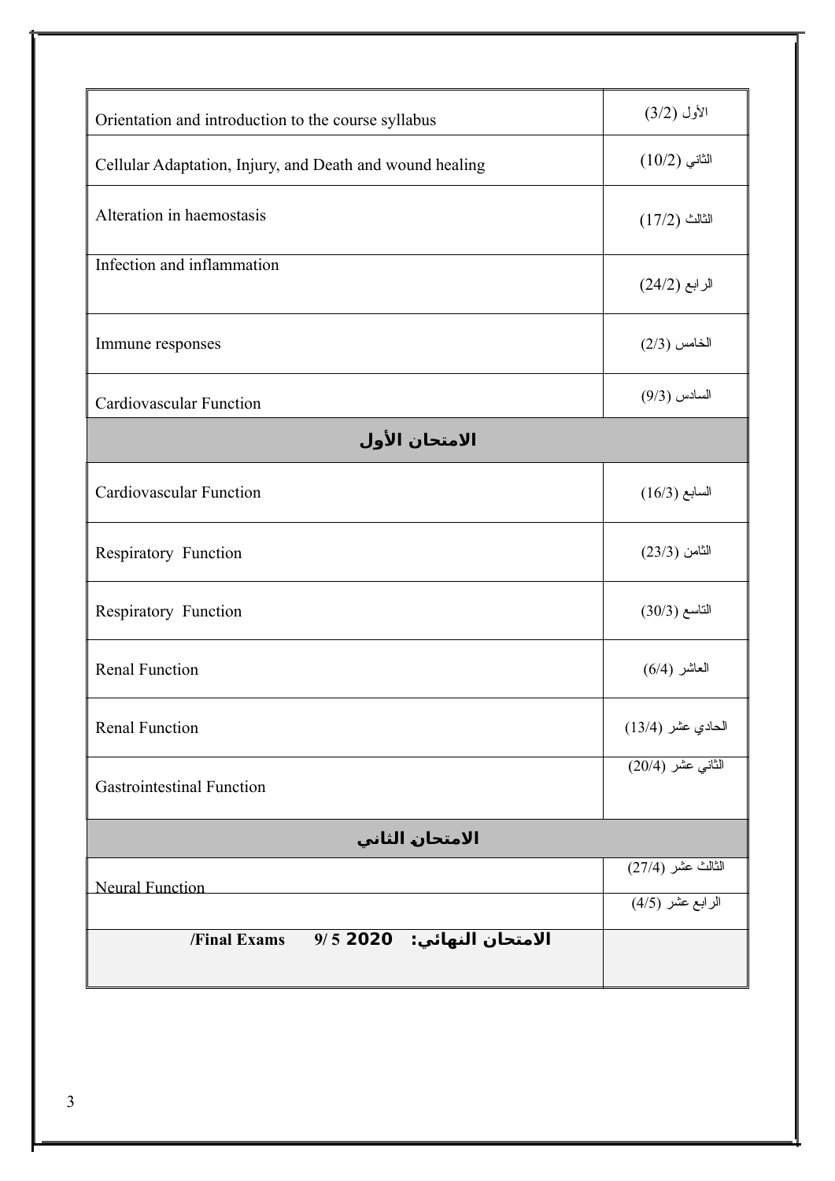| | |
|---|---|
| Orientation and introduction to the course syllabus | الأول (3/2) |
| Cellular Adaptation, Injury, and Death and wound healing | الثاني (10/2) |
| Alteration in haemostasis | الثالث (17/2) |
| Infection and inflammation | الرابع (24/2) |
| Immune responses | الخامس (2/3) |
| Cardiovascular Function | السادس (9/3) |
| **الامتحان الأول** | |
| Cardiovascular Function | السابع (16/3) |
| Respiratory Function | الثامن (23/3) |
| Respiratory Function | التاسع (30/3) |
| Renal Function | العاشر (6/4) |
| Renal Function | الحادي عشر (13/4) |
| Gastrointestinal Function | الثاني عشر (20/4) |
| **الامتحان الثاني** | |
| Neural Function | الثالث عشر (27/4) |
| | الرابع عشر (4/5) |
| **الامتحان النهائي: 2020 5 /9 Final Exams/** | |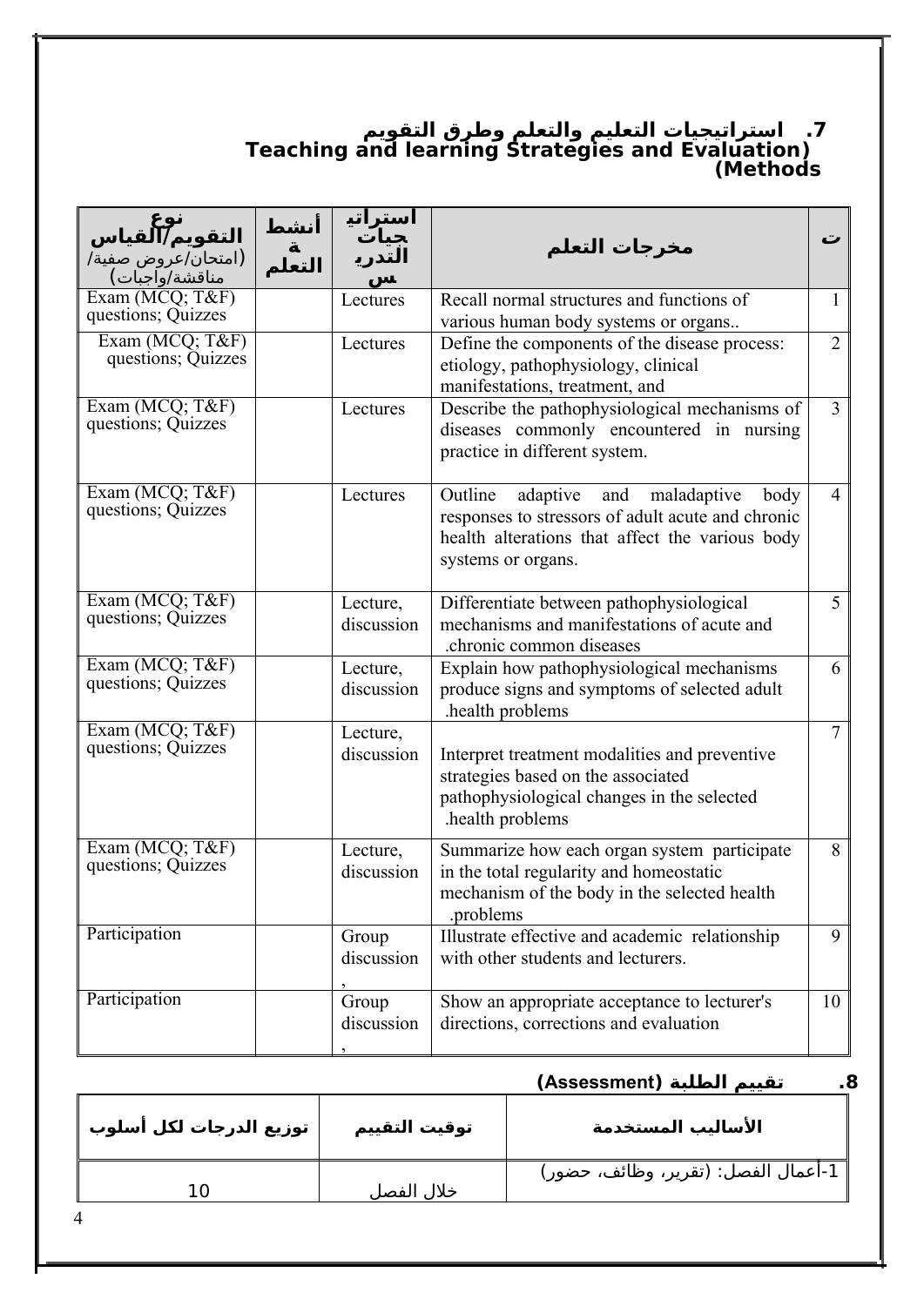## 7. استراتيجيات التعليم والتعلم وطرق التقويم (Teaching and learning Strategies and Evaluation Methods)

| نوع التقويم/القياس (امتحان/عروض صفية/ مناقشة/واجبات) | أنشطة التعلم | استراتيجيات التدريس | مخرجات التعلم | ت |
|---|---|---|---|---|
| Exam (MCQ; T&F) questions; Quizzes | | Lectures | Recall normal structures and functions of various human body systems or organs.. | 1 |
| Exam (MCQ; T&F) questions; Quizzes | | Lectures | Define the components of the disease process: etiology, pathophysiology, clinical manifestations, treatment, and | 2 |
| Exam (MCQ; T&F) questions; Quizzes | | Lectures | Describe the pathophysiological mechanisms of diseases commonly encountered in nursing practice in different system. | 3 |
| Exam (MCQ; T&F) questions; Quizzes | | Lectures | Outline adaptive and maladaptive body responses to stressors of adult acute and chronic health alterations that affect the various body systems or organs. | 4 |
| Exam (MCQ; T&F) questions; Quizzes | | Lecture, discussion | Differentiate between pathophysiological mechanisms and manifestations of acute and chronic common diseases. | 5 |
| Exam (MCQ; T&F) questions; Quizzes | | Lecture, discussion | Explain how pathophysiological mechanisms produce signs and symptoms of selected adult health problems. | 6 |
| Exam (MCQ; T&F) questions; Quizzes | | Lecture, discussion | Interpret treatment modalities and preventive strategies based on the associated pathophysiological changes in the selected health problems. | 7 |
| Exam (MCQ; T&F) questions; Quizzes | | Lecture, discussion | Summarize how each organ system participate in the total regularity and homeostatic mechanism of the body in the selected health problems. | 8 |
| Participation | | Group discussion, | Illustrate effective and academic relationship with other students and lecturers. | 9 |
| Participation | | Group discussion, | Show an appropriate acceptance to lecturer's directions, corrections and evaluation | 10 |

## 8. تقييم الطلبة (Assessment)

| توزيع الدرجات لكل أسلوب | توقيت التقييم | الأساليب المستخدمة |
|---|---|---|
| 10 | خلال الفصل | 1-أعمال الفصل: (تقرير، وظائف، حضور) |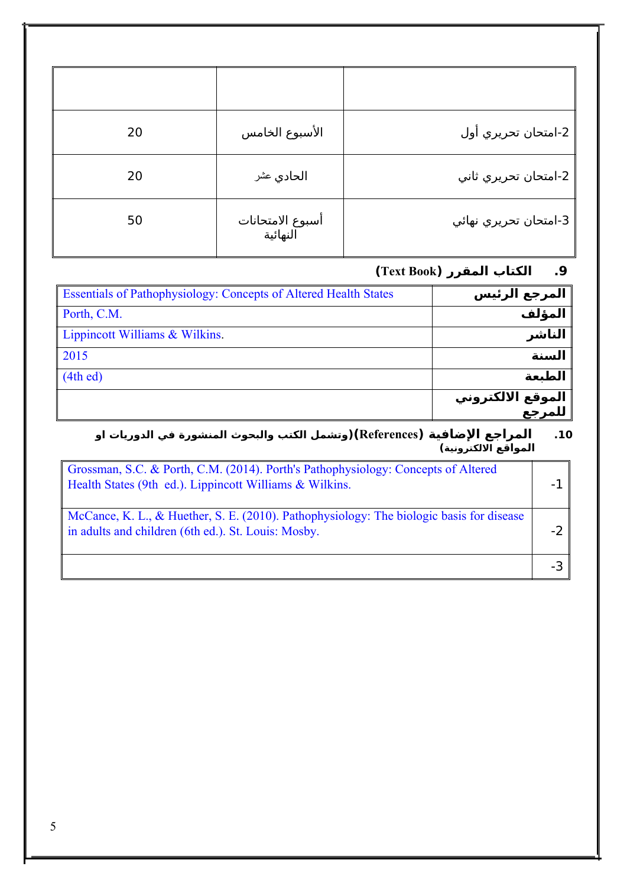| | | |
|---|---|---|
| | | |
| 2-امتحان تحريري أول | الأسبوع الخامس | 20 |
| 2-امتحان تحريري ثاني | الحادي عشر | 20 |
| 3-امتحان تحريري نهائي | أسبوع الامتحانات النهائية | 50 |

### 9. الكتاب المقرر (Text Book)

| | |
|---|---|
| المرجع الرئيس | Essentials of Pathophysiology: Concepts of Altered Health States |
| المؤلف | Porth, C.M. |
| الناشر | Lippincott Williams & Wilkins. |
| السنة | 2015 |
| الطبعة | (4th ed) |
| الموقع الالكتروني للمرجع | |

### 10. المراجع الإضافية (References)(وتشمل الكتب والبحوث المنشورة في الدوريات او المواقع الالكترونية)

| | |
|---|---|
| -1 | Grossman, S.C. & Porth, C.M. (2014). Porth's Pathophysiology: Concepts of Altered Health States (9th ed.). Lippincott Williams & Wilkins. |
| -2 | McCance, K. L., & Huether, S. E. (2010). Pathophysiology: The biologic basis for disease in adults and children (6th ed.). St. Louis: Mosby. |
| -3 | |